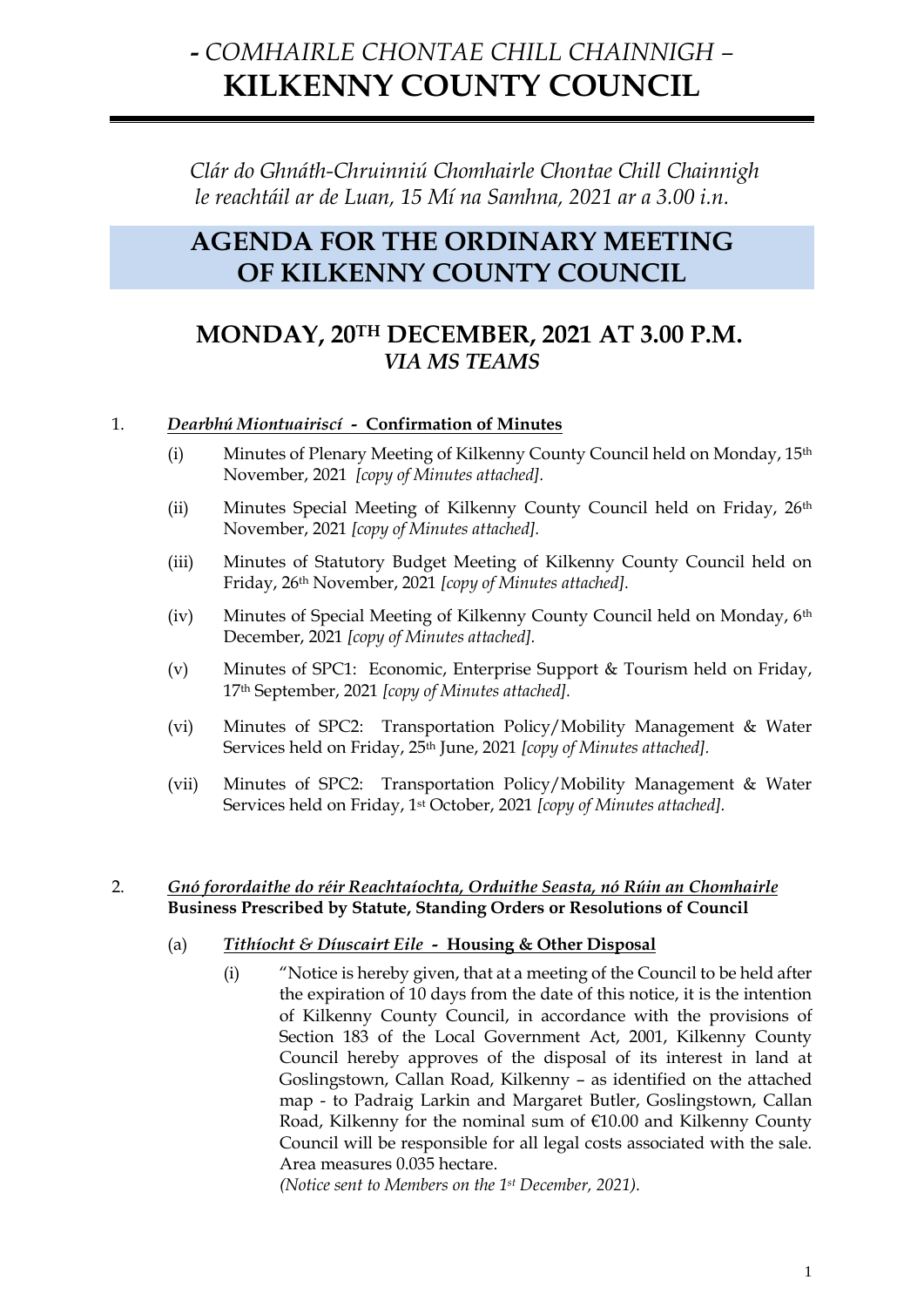# *- COMHAIRLE CHONTAE CHILL CHAINNIGH –*
# **KILKENNY COUNTY COUNCIL**

*Clár do Ghnáth-Chruinniú Chomhairle Chontae Chill Chainnigh le reachtáil ar de Luan, 15 Mí na Samhna, 2021 ar a 3.00 i.n.*

## AGENDA FOR THE ORDINARY MEETING OF KILKENNY COUNTY COUNCIL

## MONDAY, 20TH DECEMBER, 2021 AT 3.00 P.M.
### *VIA MS TEAMS*

1. ***Dearbhú Miontuairiscí* - Confirmation of Minutes**

   (i) Minutes of Plenary Meeting of Kilkenny County Council held on Monday, 15th November, 2021 *[copy of Minutes attached].*

   (ii) Minutes Special Meeting of Kilkenny County Council held on Friday, 26th November, 2021 *[copy of Minutes attached].*

   (iii) Minutes of Statutory Budget Meeting of Kilkenny County Council held on Friday, 26th November, 2021 *[copy of Minutes attached].*

   (iv) Minutes of Special Meeting of Kilkenny County Council held on Monday, 6th December, 2021 *[copy of Minutes attached].*

   (v) Minutes of SPC1: Economic, Enterprise Support & Tourism held on Friday, 17th September, 2021 *[copy of Minutes attached].*

   (vi) Minutes of SPC2: Transportation Policy/Mobility Management & Water Services held on Friday, 25th June, 2021 *[copy of Minutes attached].*

   (vii) Minutes of SPC2: Transportation Policy/Mobility Management & Water Services held on Friday, 1st October, 2021 *[copy of Minutes attached].*

2. ***Gnó forordaithe do réir Reachtaíochta, Orduithe Seasta, nó Rúin an Chomhairle***
   **Business Prescribed by Statute, Standing Orders or Resolutions of Council**

   (a) ***Tithíocht & Díuscairt Eile* - Housing & Other Disposal**

      (i) "Notice is hereby given, that at a meeting of the Council to be held after the expiration of 10 days from the date of this notice, it is the intention of Kilkenny County Council, in accordance with the provisions of Section 183 of the Local Government Act, 2001, Kilkenny County Council hereby approves of the disposal of its interest in land at Goslingstown, Callan Road, Kilkenny – as identified on the attached map - to Padraig Larkin and Margaret Butler, Goslingstown, Callan Road, Kilkenny for the nominal sum of €10.00 and Kilkenny County Council will be responsible for all legal costs associated with the sale. Area measures 0.035 hectare.
      *(Notice sent to Members on the 1st December, 2021).*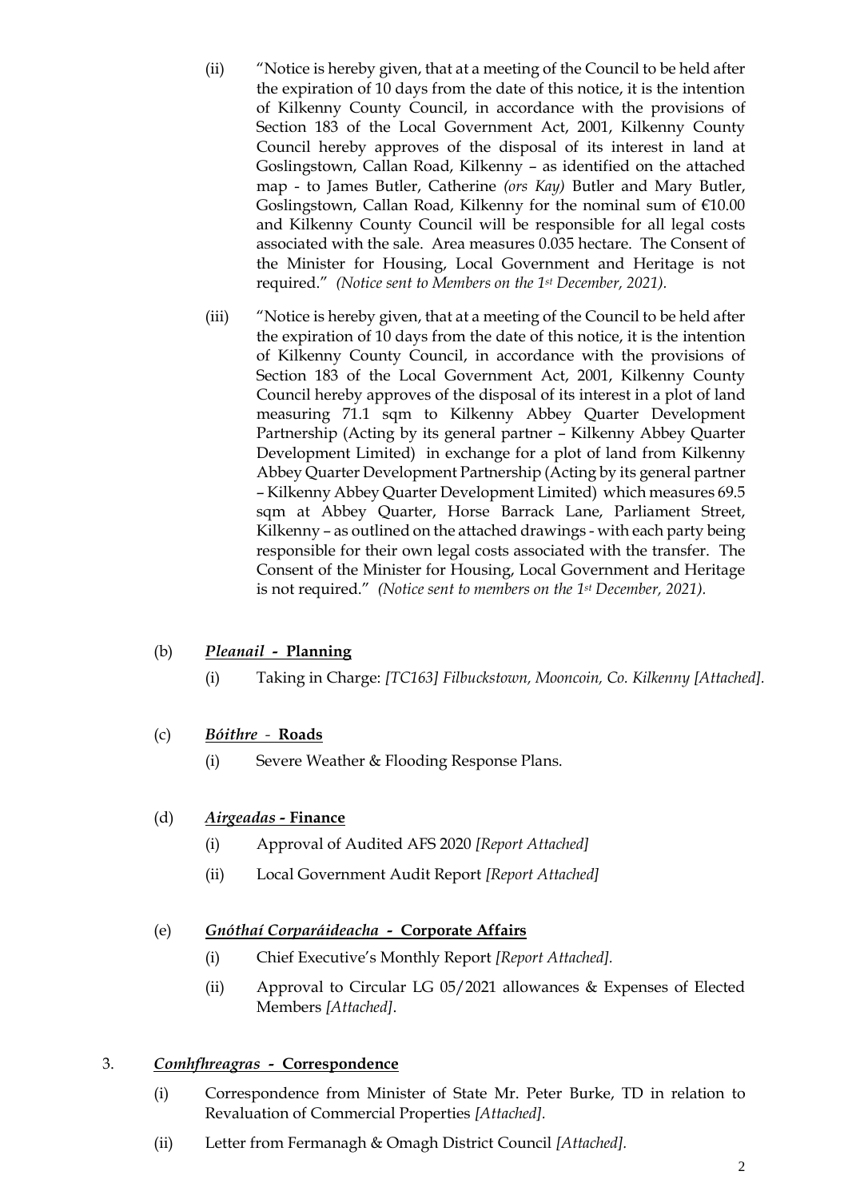(ii) "Notice is hereby given, that at a meeting of the Council to be held after the expiration of 10 days from the date of this notice, it is the intention of Kilkenny County Council, in accordance with the provisions of Section 183 of the Local Government Act, 2001, Kilkenny County Council hereby approves of the disposal of its interest in land at Goslingstown, Callan Road, Kilkenny – as identified on the attached map - to James Butler, Catherine *(ors Kay)* Butler and Mary Butler, Goslingstown, Callan Road, Kilkenny for the nominal sum of €10.00 and Kilkenny County Council will be responsible for all legal costs associated with the sale. Area measures 0.035 hectare. The Consent of the Minister for Housing, Local Government and Heritage is not required." *(Notice sent to Members on the 1st December, 2021).*

(iii) "Notice is hereby given, that at a meeting of the Council to be held after the expiration of 10 days from the date of this notice, it is the intention of Kilkenny County Council, in accordance with the provisions of Section 183 of the Local Government Act, 2001, Kilkenny County Council hereby approves of the disposal of its interest in a plot of land measuring 71.1 sqm to Kilkenny Abbey Quarter Development Partnership (Acting by its general partner – Kilkenny Abbey Quarter Development Limited) in exchange for a plot of land from Kilkenny Abbey Quarter Development Partnership (Acting by its general partner – Kilkenny Abbey Quarter Development Limited) which measures 69.5 sqm at Abbey Quarter, Horse Barrack Lane, Parliament Street, Kilkenny – as outlined on the attached drawings - with each party being responsible for their own legal costs associated with the transfer. The Consent of the Minister for Housing, Local Government and Heritage is not required." *(Notice sent to members on the 1st December, 2021).*

(b) ***Pleanail* - Planning**

(i) Taking in Charge: *[TC163] Filbuckstown, Mooncoin, Co. Kilkenny [Attached].*

(c) ***Bóithre* - Roads**

(i) Severe Weather & Flooding Response Plans.

(d) ***Airgeadas* - Finance**

(i) Approval of Audited AFS 2020 *[Report Attached]*

(ii) Local Government Audit Report *[Report Attached]*

(e) ***Gnóthaí Corparáideacha* - Corporate Affairs**

(i) Chief Executive's Monthly Report *[Report Attached].*

(ii) Approval to Circular LG 05/2021 allowances & Expenses of Elected Members *[Attached]*.

3. ***Comhfhreagras* - Correspondence**

(i) Correspondence from Minister of State Mr. Peter Burke, TD in relation to Revaluation of Commercial Properties *[Attached].*

(ii) Letter from Fermanagh & Omagh District Council *[Attached].*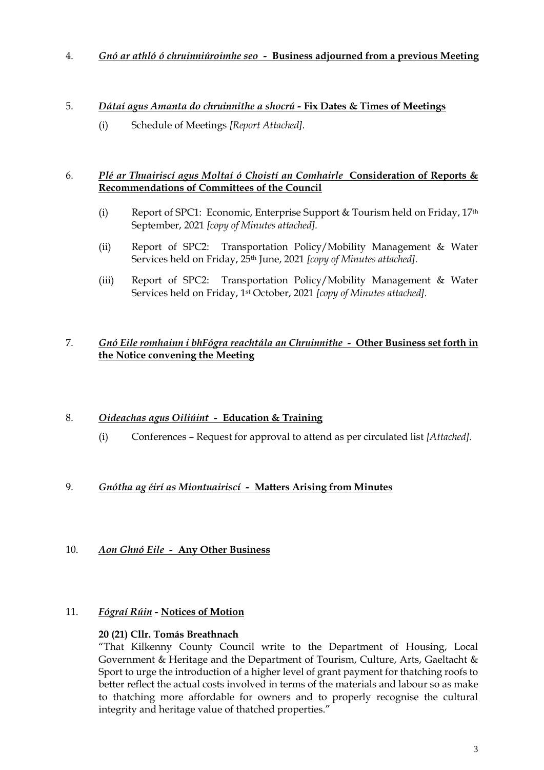4. ***Gnó ar athló ó chruinniúroimhe seo* - Business adjourned from a previous Meeting**

5. ***Dátaí agus Amanta do chruinnithe a shocrú* - Fix Dates & Times of Meetings**

   (i) Schedule of Meetings *[Report Attached].*

6. ***Plé ar Thuairiscí agus Moltaí ó Choistí an Comhairle* Consideration of Reports & Recommendations of Committees of the Council**

   (i) Report of SPC1: Economic, Enterprise Support & Tourism held on Friday, 17th September, 2021 *[copy of Minutes attached].*

   (ii) Report of SPC2: Transportation Policy/Mobility Management & Water Services held on Friday, 25th June, 2021 *[copy of Minutes attached].*

   (iii) Report of SPC2: Transportation Policy/Mobility Management & Water Services held on Friday, 1st October, 2021 *[copy of Minutes attached].*

7. ***Gnó Eile romhainn i bhFógra reachtála an Chruinnithe* - Other Business set forth in the Notice convening the Meeting**

8. ***Oideachas agus Oiliúint* - Education & Training**

   (i) Conferences – Request for approval to attend as per circulated list *[Attached].*

9. ***Gnótha ag éirí as Miontuairiscí* - Matters Arising from Minutes**

10. ***Aon Ghnó Eile* - Any Other Business**

11. ***Fógraí Rúin* - Notices of Motion**

    **20 (21) Cllr. Tomás Breathnach**

    "That Kilkenny County Council write to the Department of Housing, Local Government & Heritage and the Department of Tourism, Culture, Arts, Gaeltacht & Sport to urge the introduction of a higher level of grant payment for thatching roofs to better reflect the actual costs involved in terms of the materials and labour so as make to thatching more affordable for owners and to properly recognise the cultural integrity and heritage value of thatched properties."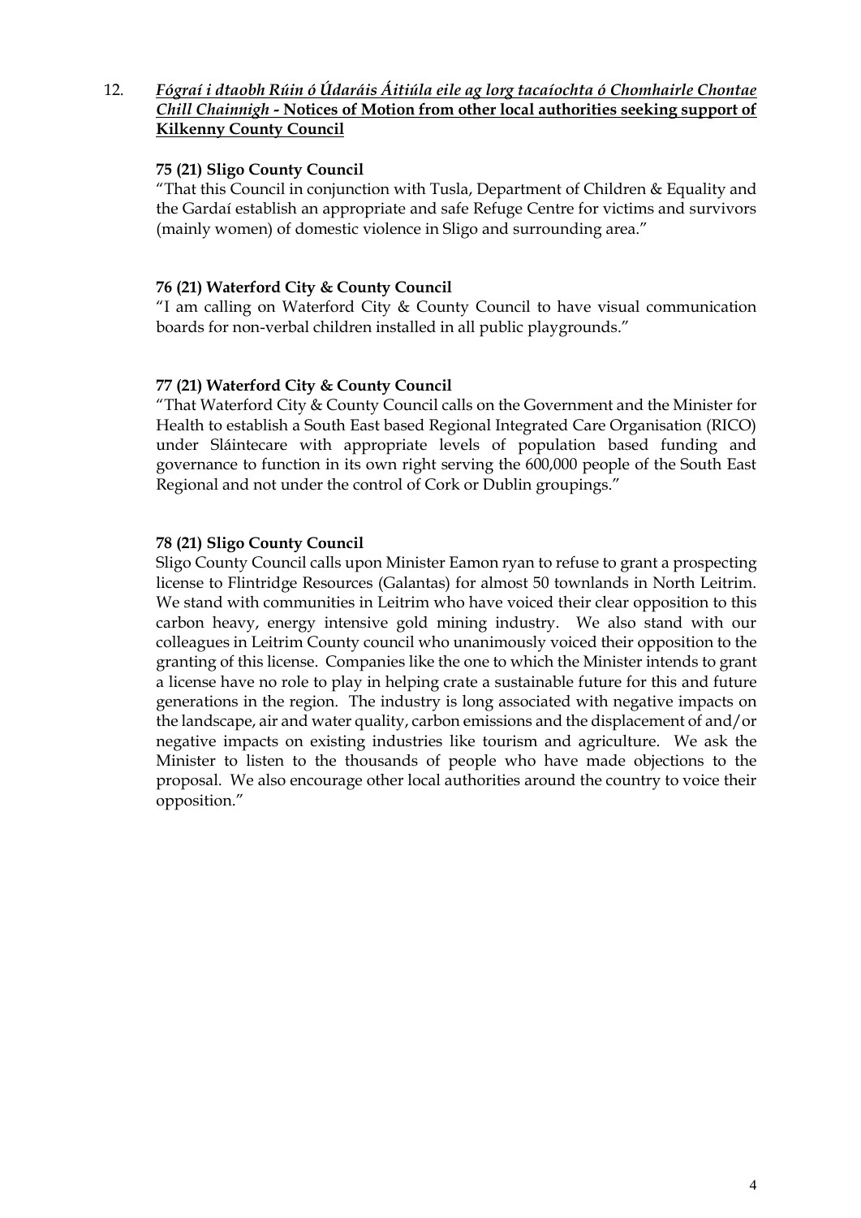12. ***Fógraí i dtaobh Rúin ó Údaráis Áitiúla eile ag lorg tacaíochta ó Chomhairle Chontae Chill Chainnigh* - Notices of Motion from other local authorities seeking support of Kilkenny County Council**

**75 (21) Sligo County Council**

"That this Council in conjunction with Tusla, Department of Children & Equality and the Gardaí establish an appropriate and safe Refuge Centre for victims and survivors (mainly women) of domestic violence in Sligo and surrounding area."

**76 (21) Waterford City & County Council**

"I am calling on Waterford City & County Council to have visual communication boards for non-verbal children installed in all public playgrounds."

**77 (21) Waterford City & County Council**

"That Waterford City & County Council calls on the Government and the Minister for Health to establish a South East based Regional Integrated Care Organisation (RICO) under Sláintecare with appropriate levels of population based funding and governance to function in its own right serving the 600,000 people of the South East Regional and not under the control of Cork or Dublin groupings."

**78 (21) Sligo County Council**

Sligo County Council calls upon Minister Eamon ryan to refuse to grant a prospecting license to Flintridge Resources (Galantas) for almost 50 townlands in North Leitrim. We stand with communities in Leitrim who have voiced their clear opposition to this carbon heavy, energy intensive gold mining industry. We also stand with our colleagues in Leitrim County council who unanimously voiced their opposition to the granting of this license. Companies like the one to which the Minister intends to grant a license have no role to play in helping crate a sustainable future for this and future generations in the region. The industry is long associated with negative impacts on the landscape, air and water quality, carbon emissions and the displacement of and/or negative impacts on existing industries like tourism and agriculture. We ask the Minister to listen to the thousands of people who have made objections to the proposal. We also encourage other local authorities around the country to voice their opposition."